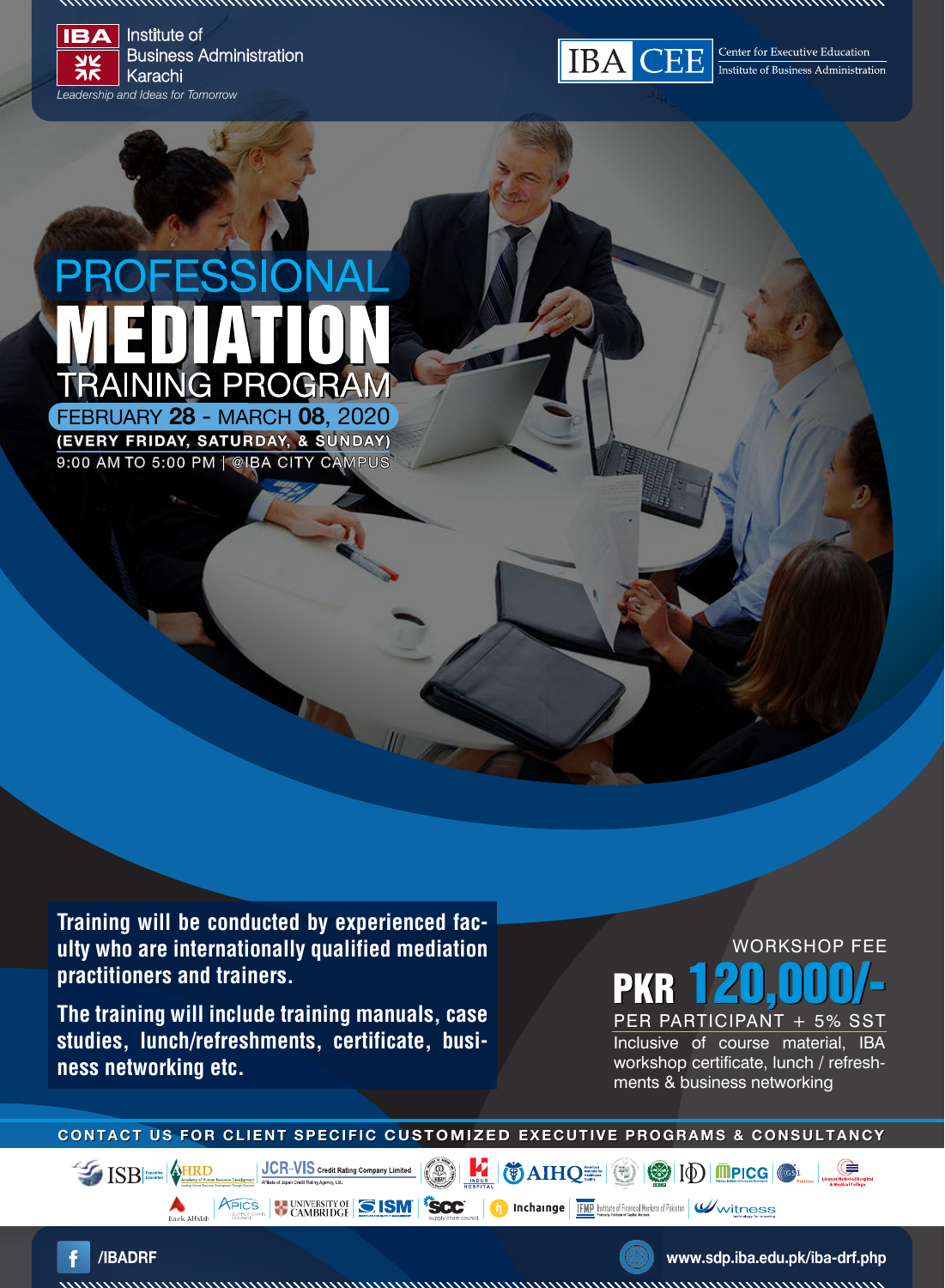IBA Institute of Business Administration Karachi

*Leadership and Ideas for Tomorrow*

IBA CEE Center for Executive Education Institute of Business Administration

# PROFESSIONAL MEDIATION TRAINING PROGRAM

FEBRUARY **28** - MARCH **08**, 2020

**(EVERY FRIDAY, SATURDAY, & SUNDAY)**

9:00 AM TO 5:00 PM | @IBA CITY CAMPUS

**Training will be conducted by experienced faculty who are internationally qualified mediation practitioners and trainers.**

**The training will include training manuals, case studies, lunch/refreshments, certificate, business networking etc.**

WORKSHOP FEE

**PKR 120,000/-**

PER PARTICIPANT + 5% SST

Inclusive of course material, IBA workshop certificate, lunch / refreshments & business networking

**CONTACT US FOR CLIENT SPECIFIC CUSTOMIZED EXECUTIVE PROGRAMS & CONSULTANCY**

ISB | AHRD | JCR-VIS Credit Rating Company Limited | INDUS HOSPITAL | AIHQ | IoD | PICG | GS1 Pakistan | Liaquat National Hospital & Medical College | Bank Alfalah | APICS | UNIVERSITY OF CAMBRIDGE | ISM | SCC | Incharge | IFMP | witness

/IBADRF

www.sdp.iba.edu.pk/iba-drf.php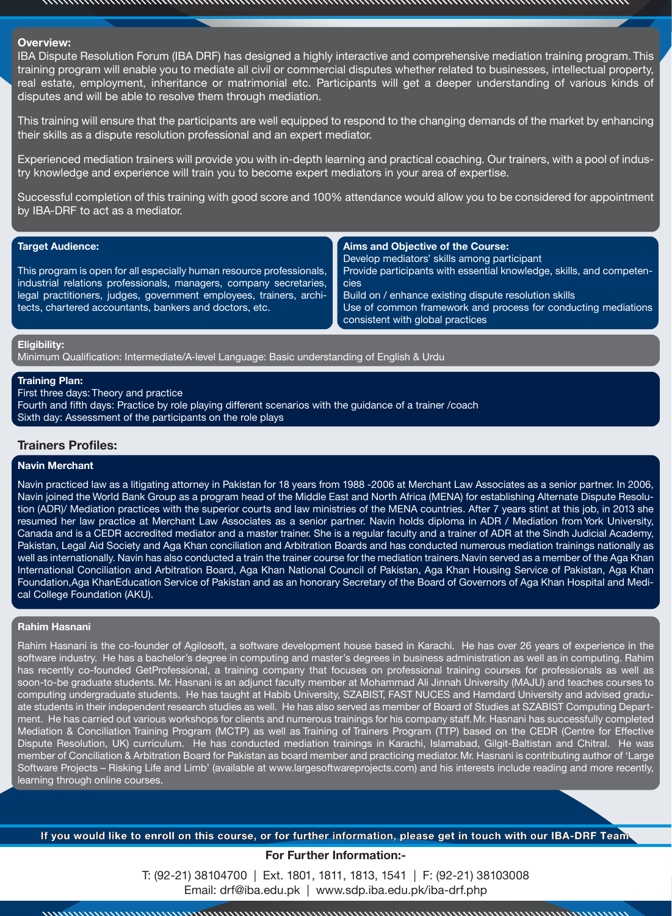**Overview:**

IBA Dispute Resolution Forum (IBA DRF) has designed a highly interactive and comprehensive mediation training program. This training program will enable you to mediate all civil or commercial disputes whether related to businesses, intellectual property, real estate, employment, inheritance or matrimonial etc. Participants will get a deeper understanding of various kinds of disputes and will be able to resolve them through mediation.

This training will ensure that the participants are well equipped to respond to the changing demands of the market by enhancing their skills as a dispute resolution professional and an expert mediator.

Experienced mediation trainers will provide you with in-depth learning and practical coaching. Our trainers, with a pool of industry knowledge and experience will train you to become expert mediators in your area of expertise.

Successful completion of this training with good score and 100% attendance would allow you to be considered for appointment by IBA-DRF to act as a mediator.

**Target Audience:**

This program is open for all especially human resource professionals, industrial relations professionals, managers, company secretaries, legal practitioners, judges, government employees, trainers, architects, chartered accountants, bankers and doctors, etc.

**Aims and Objective of the Course:**

Develop mediators' skills among participant
Provide participants with essential knowledge, skills, and competencies
Build on / enhance existing dispute resolution skills
Use of common framework and process for conducting mediations consistent with global practices

**Eligibility:**

Minimum Qualification: Intermediate/A-level Language: Basic understanding of English & Urdu

**Training Plan:**

First three days: Theory and practice
Fourth and fifth days: Practice by role playing different scenarios with the guidance of a trainer /coach
Sixth day: Assessment of the participants on the role plays

## Trainers Profiles:

### Navin Merchant

Navin practiced law as a litigating attorney in Pakistan for 18 years from 1988 -2006 at Merchant Law Associates as a senior partner. In 2006, Navin joined the World Bank Group as a program head of the Middle East and North Africa (MENA) for establishing Alternate Dispute Resolution (ADR)/ Mediation practices with the superior courts and law ministries of the MENA countries. After 7 years stint at this job, in 2013 she resumed her law practice at Merchant Law Associates as a senior partner. Navin holds diploma in ADR / Mediation from York University, Canada and is a CEDR accredited mediator and a master trainer. She is a regular faculty and a trainer of ADR at the Sindh Judicial Academy, Pakistan, Legal Aid Society and Aga Khan conciliation and Arbitration Boards and has conducted numerous mediation trainings nationally as well as internationally. Navin has also conducted a train the trainer course for the mediation trainers.Navin served as a member of the Aga Khan International Conciliation and Arbitration Board, Aga Khan National Council of Pakistan, Aga Khan Housing Service of Pakistan, Aga Khan Foundation,Aga KhanEducation Service of Pakistan and as an honorary Secretary of the Board of Governors of Aga Khan Hospital and Medical College Foundation (AKU).

### Rahim Hasnani

Rahim Hasnani is the co-founder of Agilosoft, a software development house based in Karachi. He has over 26 years of experience in the software industry. He has a bachelor's degree in computing and master's degrees in business administration as well as in computing. Rahim has recently co-founded GetProfessional, a training company that focuses on professional training courses for professionals as well as soon-to-be graduate students. Mr. Hasnani is an adjunct faculty member at Mohammad Ali Jinnah University (MAJU) and teaches courses to computing undergraduate students. He has taught at Habib University, SZABIST, FAST NUCES and Hamdard University and advised graduate students in their independent research studies as well. He has also served as member of Board of Studies at SZABIST Computing Department. He has carried out various workshops for clients and numerous trainings for his company staff. Mr. Hasnani has successfully completed Mediation & Conciliation Training Program (MCTP) as well as Training of Trainers Program (TTP) based on the CEDR (Centre for Effective Dispute Resolution, UK) curriculum. He has conducted mediation trainings in Karachi, Islamabad, Gilgit-Baltistan and Chitral. He was member of Conciliation & Arbitration Board for Pakistan as board member and practicing mediator. Mr. Hasnani is contributing author of 'Large Software Projects – Risking Life and Limb' (available at www.largesoftwareprojects.com) and his interests include reading and more recently, learning through online courses.

**If you would like to enroll on this course, or for further information, please get in touch with our IBA-DRF Team**

**For Further Information:-**

T: (92-21) 38104700 | Ext. 1801, 1811, 1813, 1541 | F: (92-21) 38103008
Email: drf@iba.edu.pk | www.sdp.iba.edu.pk/iba-drf.php